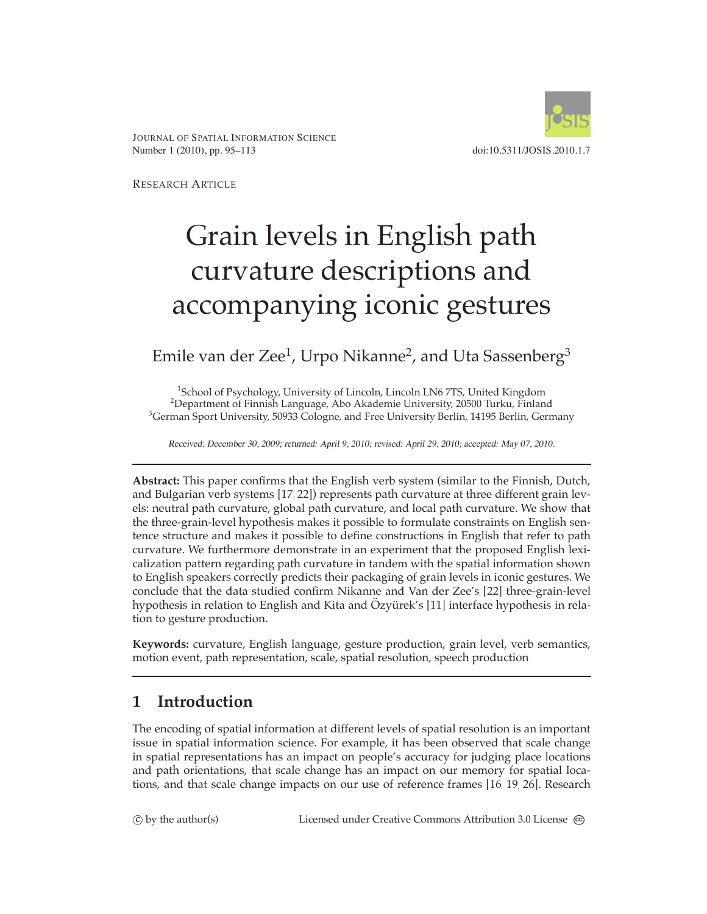JOURNAL OF SPATIAL INFORMATION SCIENCE
Number 1 (2010), pp. 95–113

doi:10.5311/JOSIS.2010.1.7

RESEARCH ARTICLE

# Grain levels in English path curvature descriptions and accompanying iconic gestures

Emile van der Zee[1], Urpo Nikanne[2], and Uta Sassenberg[3]

[1]School of Psychology, University of Lincoln, Lincoln LN6 7TS, United Kingdom
[2]Department of Finnish Language, Åbo Akademie University, 20500 Turku, Finland
[3]German Sport University, 50933 Cologne, and Free University Berlin, 14195 Berlin, Germany

*Received: December 30, 2009; returned: April 9, 2010; revised: April 29, 2010; accepted: May 07, 2010.*

**Abstract:** This paper confirms that the English verb system (similar to the Finnish, Dutch, and Bulgarian verb systems [17, 22]) represents path curvature at three different grain levels: neutral path curvature, global path curvature, and local path curvature. We show that the three-grain-level hypothesis makes it possible to formulate constraints on English sentence structure and makes it possible to define constructions in English that refer to path curvature. We furthermore demonstrate in an experiment that the proposed English lexicalization pattern regarding path curvature in tandem with the spatial information shown to English speakers correctly predicts their packaging of grain levels in iconic gestures. We conclude that the data studied confirm Nikanne and Van der Zee's [22] three-grain-level hypothesis in relation to English and Kita and Özyürek's [11] interface hypothesis in relation to gesture production.

**Keywords:** curvature, English language, gesture production, grain level, verb semantics, motion event, path representation, scale, spatial resolution, speech production

## 1 Introduction

The encoding of spatial information at different levels of spatial resolution is an important issue in spatial information science. For example, it has been observed that scale change in spatial representations has an impact on people's accuracy for judging place locations and path orientations, that scale change has an impact on our memory for spatial locations, and that scale change impacts on our use of reference frames [16, 19, 26]. Research

© by the author(s) Licensed under Creative Commons Attribution 3.0 License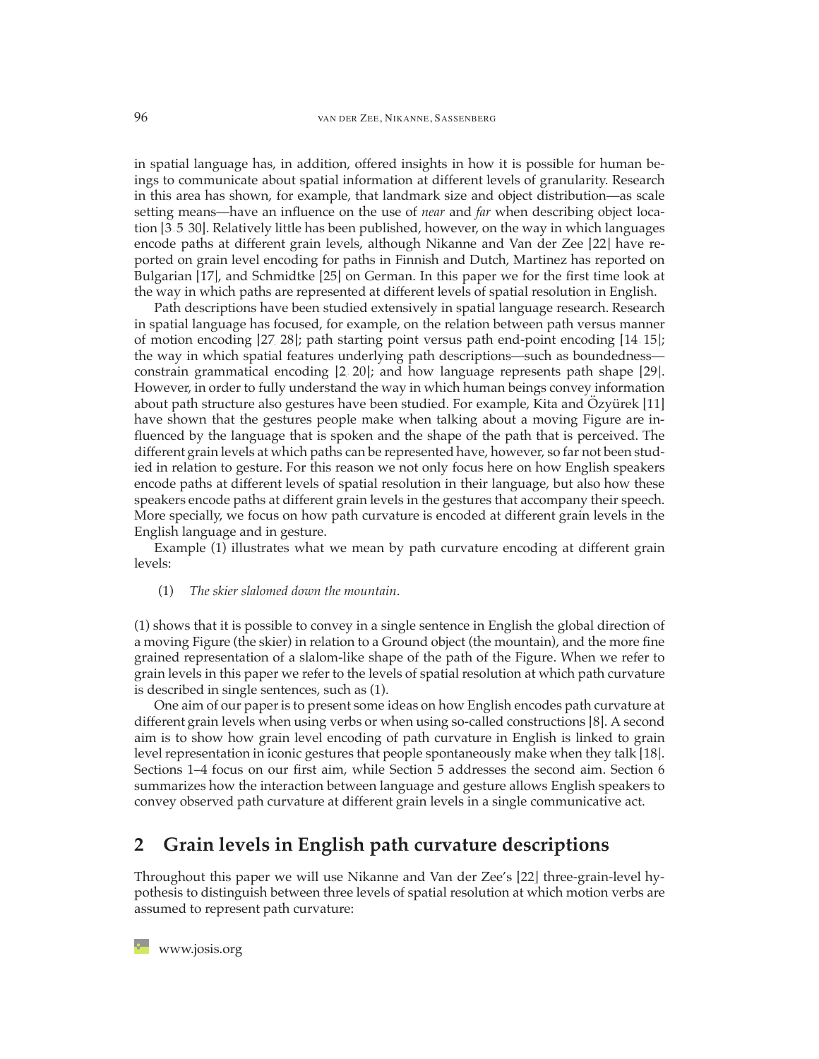in spatial language has, in addition, offered insights in how it is possible for human beings to communicate about spatial information at different levels of granularity. Research in this area has shown, for example, that landmark size and object distribution—as scale setting means—have an influence on the use of *near* and *far* when describing object location [3, 5, 30]. Relatively little has been published, however, on the way in which languages encode paths at different grain levels, although Nikanne and Van der Zee [22] have reported on grain level encoding for paths in Finnish and Dutch, Martinez has reported on Bulgarian [17], and Schmidtke [25] on German. In this paper we for the first time look at the way in which paths are represented at different levels of spatial resolution in English.

Path descriptions have been studied extensively in spatial language research. Research in spatial language has focused, for example, on the relation between path versus manner of motion encoding [27, 28]; path starting point versus path end-point encoding [14, 15]; the way in which spatial features underlying path descriptions—such as boundedness—constrain grammatical encoding [2, 20]; and how language represents path shape [29]. However, in order to fully understand the way in which human beings convey information about path structure also gestures have been studied. For example, Kita and Özyürek [11] have shown that the gestures people make when talking about a moving Figure are influenced by the language that is spoken and the shape of the path that is perceived. The different grain levels at which paths can be represented have, however, so far not been studied in relation to gesture. For this reason we not only focus here on how English speakers encode paths at different levels of spatial resolution in their language, but also how these speakers encode paths at different grain levels in the gestures that accompany their speech. More specially, we focus on how path curvature is encoded at different grain levels in the English language and in gesture.

Example (1) illustrates what we mean by path curvature encoding at different grain levels:

(1) *The skier slalomed down the mountain*.

(1) shows that it is possible to convey in a single sentence in English the global direction of a moving Figure (the skier) in relation to a Ground object (the mountain), and the more fine grained representation of a slalom-like shape of the path of the Figure. When we refer to grain levels in this paper we refer to the levels of spatial resolution at which path curvature is described in single sentences, such as (1).

One aim of our paper is to present some ideas on how English encodes path curvature at different grain levels when using verbs or when using so-called constructions [8]. A second aim is to show how grain level encoding of path curvature in English is linked to grain level representation in iconic gestures that people spontaneously make when they talk [18]. Sections 1–4 focus on our first aim, while Section 5 addresses the second aim. Section 6 summarizes how the interaction between language and gesture allows English speakers to convey observed path curvature at different grain levels in a single communicative act.

## 2 Grain levels in English path curvature descriptions

Throughout this paper we will use Nikanne and Van der Zee's [22] three-grain-level hypothesis to distinguish between three levels of spatial resolution at which motion verbs are assumed to represent path curvature: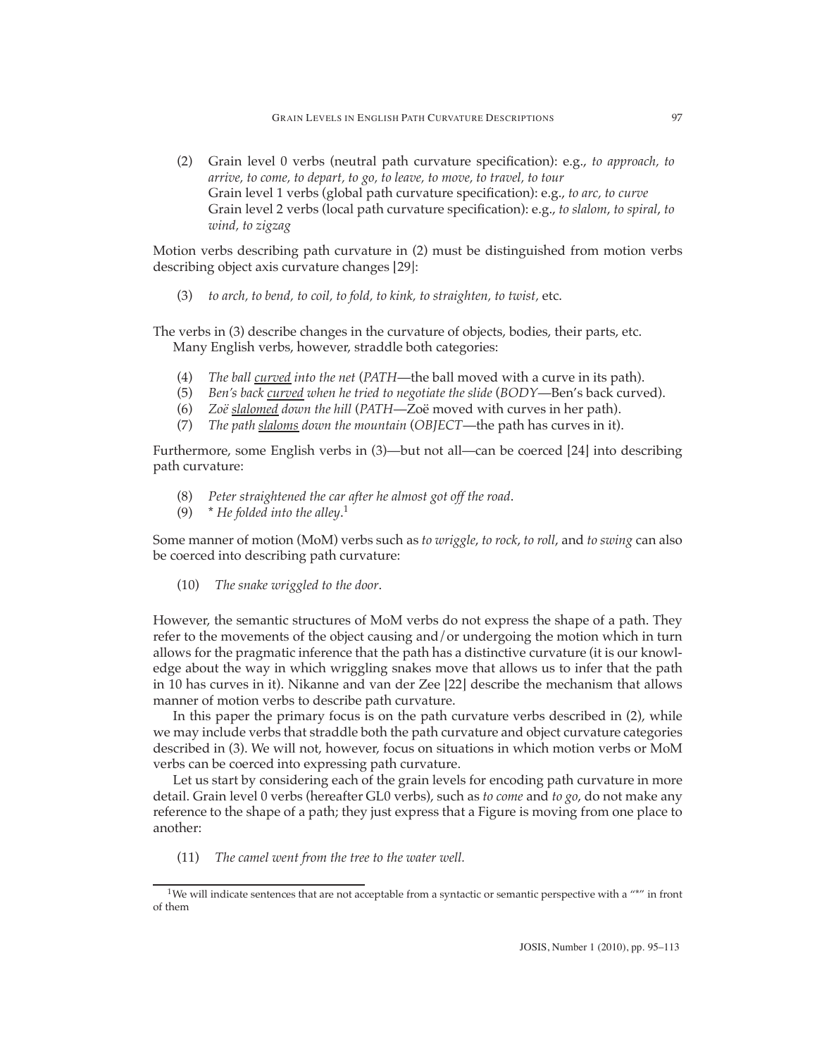(2) Grain level 0 verbs (neutral path curvature specification): e.g., *to approach, to arrive, to come, to depart, to go, to leave, to move, to travel, to tour*
Grain level 1 verbs (global path curvature specification): e.g., *to arc, to curve*
Grain level 2 verbs (local path curvature specification): e.g., *to slalom*, *to spiral*, *to wind, to zigzag*

Motion verbs describing path curvature in (2) must be distinguished from motion verbs describing object axis curvature changes [29]:

(3) *to arch, to bend, to coil, to fold, to kink, to straighten, to twist,* etc.

The verbs in (3) describe changes in the curvature of objects, bodies, their parts, etc.

Many English verbs, however, straddle both categories:

(4) *The ball curved into the net* (*PATH*—the ball moved with a curve in its path).
(5) *Ben's back curved when he tried to negotiate the slide* (*BODY*—Ben's back curved).
(6) *Zoë slalomed down the hill* (*PATH*—Zoë moved with curves in her path).
(7) *The path slaloms down the mountain* (*OBJECT*—the path has curves in it).

Furthermore, some English verbs in (3)—but not all—can be coerced [24] into describing path curvature:

(8) *Peter straightened the car after he almost got off the road*.
(9) * *He folded into the alley*.[1]

Some manner of motion (MoM) verbs such as *to wriggle*, *to rock*, *to roll*, and *to swing* can also be coerced into describing path curvature:

(10) *The snake wriggled to the door*.

However, the semantic structures of MoM verbs do not express the shape of a path. They refer to the movements of the object causing and/or undergoing the motion which in turn allows for the pragmatic inference that the path has a distinctive curvature (it is our knowledge about the way in which wriggling snakes move that allows us to infer that the path in 10 has curves in it). Nikanne and van der Zee [22] describe the mechanism that allows manner of motion verbs to describe path curvature.

In this paper the primary focus is on the path curvature verbs described in (2), while we may include verbs that straddle both the path curvature and object curvature categories described in (3). We will not, however, focus on situations in which motion verbs or MoM verbs can be coerced into expressing path curvature.

Let us start by considering each of the grain levels for encoding path curvature in more detail. Grain level 0 verbs (hereafter GL0 verbs), such as *to come* and *to go*, do not make any reference to the shape of a path; they just express that a Figure is moving from one place to another:

(11) *The camel went from the tree to the water well.*

[1] We will indicate sentences that are not acceptable from a syntactic or semantic perspective with a "*" in front of them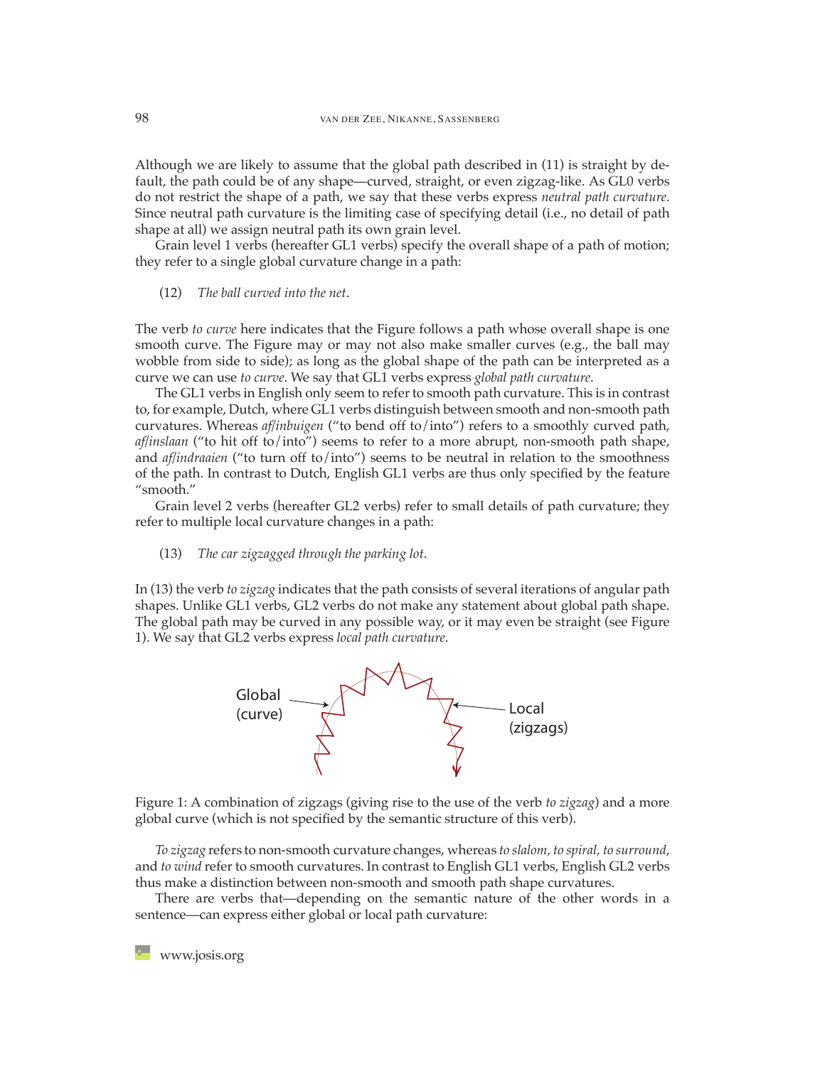Although we are likely to assume that the global path described in (11) is straight by default, the path could be of any shape—curved, straight, or even zigzag-like. As GL0 verbs do not restrict the shape of a path, we say that these verbs express *neutral path curvature*. Since neutral path curvature is the limiting case of specifying detail (i.e., no detail of path shape at all) we assign neutral path its own grain level.

Grain level 1 verbs (hereafter GL1 verbs) specify the overall shape of a path of motion; they refer to a single global curvature change in a path:

(12) *The ball curved into the net.*

The verb *to curve* here indicates that the Figure follows a path whose overall shape is one smooth curve. The Figure may or may not also make smaller curves (e.g., the ball may wobble from side to side); as long as the global shape of the path can be interpreted as a curve we can use *to curve*. We say that GL1 verbs express *global path curvature*.

The GL1 verbs in English only seem to refer to smooth path curvature. This is in contrast to, for example, Dutch, where GL1 verbs distinguish between smooth and non-smooth path curvatures. Whereas *af/inbuigen* ("to bend off to/into") refers to a smoothly curved path, *af/inslaan* ("to hit off to/into") seems to refer to a more abrupt, non-smooth path shape, and *af/indraaien* ("to turn off to/into") seems to be neutral in relation to the smoothness of the path. In contrast to Dutch, English GL1 verbs are thus only specified by the feature "smooth."

Grain level 2 verbs (hereafter GL2 verbs) refer to small details of path curvature; they refer to multiple local curvature changes in a path:

(13) *The car zigzagged through the parking lot.*

In (13) the verb *to zigzag* indicates that the path consists of several iterations of angular path shapes. Unlike GL1 verbs, GL2 verbs do not make any statement about global path shape. The global path may be curved in any possible way, or it may even be straight (see Figure 1). We say that GL2 verbs express *local path curvature*.

Figure 1: A combination of zigzags (giving rise to the use of the verb *to zigzag*) and a more global curve (which is not specified by the semantic structure of this verb).

*To zigzag* refers to non-smooth curvature changes, whereas *to slalom, to spiral, to surround*, and *to wind* refer to smooth curvatures. In contrast to English GL1 verbs, English GL2 verbs thus make a distinction between non-smooth and smooth path shape curvatures.

There are verbs that—depending on the semantic nature of the other words in a sentence—can express either global or local path curvature: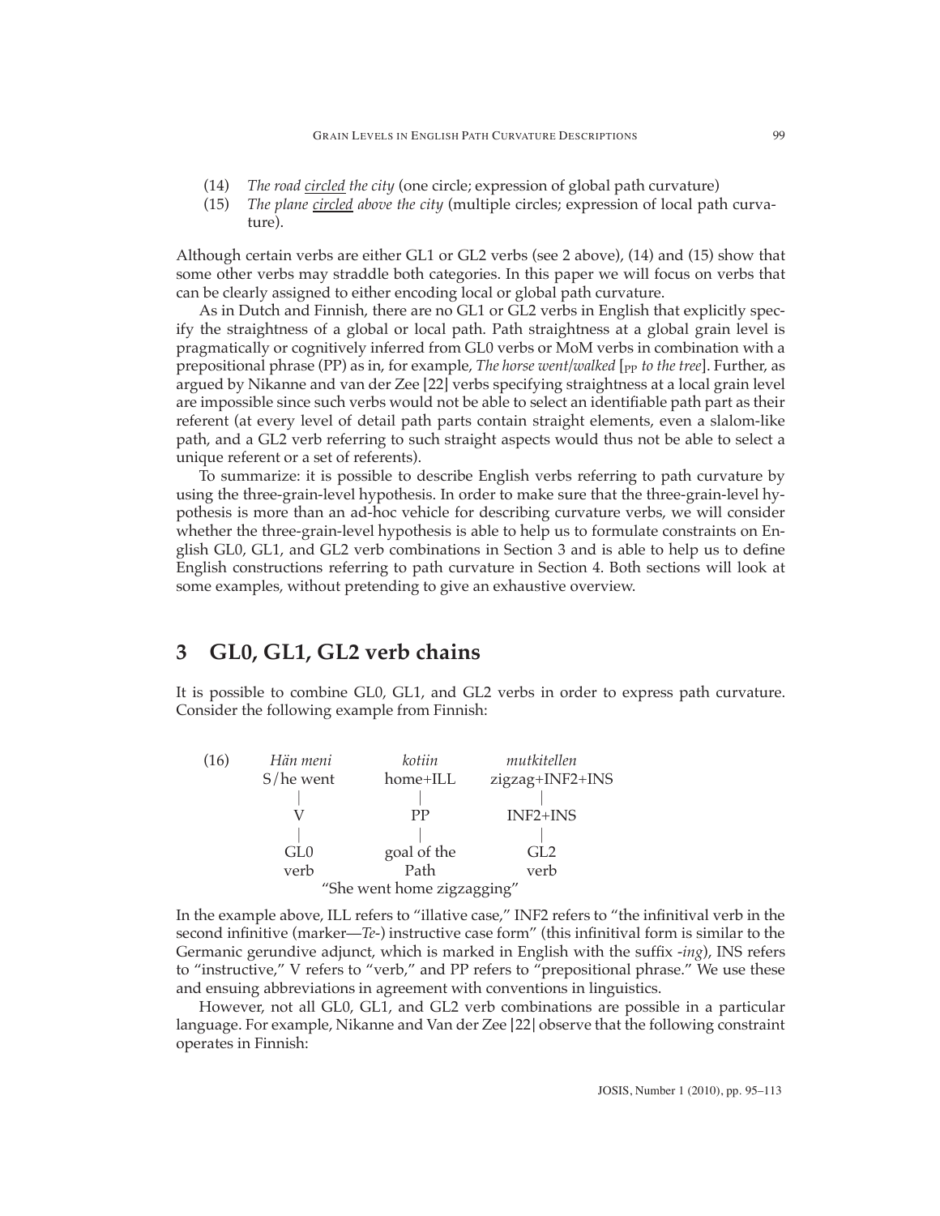(14) *The road circled the city* (one circle; expression of global path curvature)
(15) *The plane circled above the city* (multiple circles; expression of local path curvature).

Although certain verbs are either GL1 or GL2 verbs (see 2 above), (14) and (15) show that some other verbs may straddle both categories. In this paper we will focus on verbs that can be clearly assigned to either encoding local or global path curvature.

As in Dutch and Finnish, there are no GL1 or GL2 verbs in English that explicitly specify the straightness of a global or local path. Path straightness at a global grain level is pragmatically or cognitively inferred from GL0 verbs or MoM verbs in combination with a prepositional phrase (PP) as in, for example, *The horse went/walked* [$_{PP}$ *to the tree*]. Further, as argued by Nikanne and van der Zee [22] verbs specifying straightness at a local grain level are impossible since such verbs would not be able to select an identifiable path part as their referent (at every level of detail path parts contain straight elements, even a slalom-like path, and a GL2 verb referring to such straight aspects would thus not be able to select a unique referent or a set of referents).

To summarize: it is possible to describe English verbs referring to path curvature by using the three-grain-level hypothesis. In order to make sure that the three-grain-level hypothesis is more than an ad-hoc vehicle for describing curvature verbs, we will consider whether the three-grain-level hypothesis is able to help us to formulate constraints on English GL0, GL1, and GL2 verb combinations in Section 3 and is able to help us to define English constructions referring to path curvature in Section 4. Both sections will look at some examples, without pretending to give an exhaustive overview.

## 3 GL0, GL1, GL2 verb chains

It is possible to combine GL0, GL1, and GL2 verbs in order to express path curvature. Consider the following example from Finnish:

```
(16)  Hän meni      kotiin        mutkitellen
      S/he went     home+ILL      zigzag+INF2+INS
         |             |              |
         V             PP          INF2+INS
         |             |              |
        GL0        goal of the       GL2
        verb          Path           verb
              "She went home zigzagging"
```

In the example above, ILL refers to "illative case," INF2 refers to "the infinitival verb in the second infinitive (marker—*Te*-) instructive case form" (this infinitival form is similar to the Germanic gerundive adjunct, which is marked in English with the suffix -*ing*), INS refers to "instructive," V refers to "verb," and PP refers to "prepositional phrase." We use these and ensuing abbreviations in agreement with conventions in linguistics.

However, not all GL0, GL1, and GL2 verb combinations are possible in a particular language. For example, Nikanne and Van der Zee [22] observe that the following constraint operates in Finnish: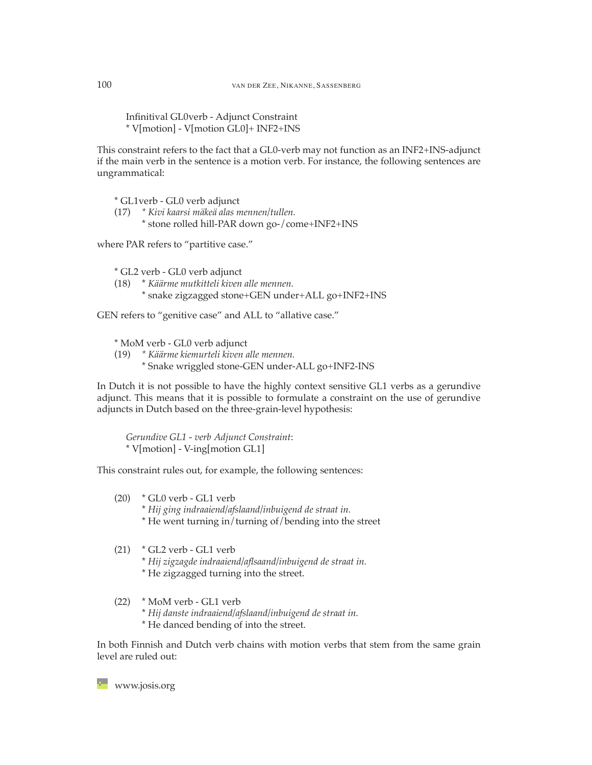Infinitival GL0verb - Adjunct Constraint
* V[motion] - V[motion GL0]+ INF2+INS

This constraint refers to the fact that a GL0-verb may not function as an INF2+INS-adjunct if the main verb in the sentence is a motion verb. For instance, the following sentences are ungrammatical:

\* GL1verb - GL0 verb adjunct

(17) * *Kivi kaarsi mäkeä alas mennen/tullen.*
  * stone rolled hill-PAR down go-/come+INF2+INS

where PAR refers to "partitive case."

\* GL2 verb - GL0 verb adjunct

(18) * *Käärme mutkitteli kiven alle mennen.*
  * snake zigzagged stone+GEN under+ALL go+INF2+INS

GEN refers to "genitive case" and ALL to "allative case."

\* MoM verb - GL0 verb adjunct

(19) * *Käärme kiemurteli kiven alle mennen.*
  * Snake wriggled stone-GEN under-ALL go+INF2-INS

In Dutch it is not possible to have the highly context sensitive GL1 verbs as a gerundive adjunct. This means that it is possible to formulate a constraint on the use of gerundive adjuncts in Dutch based on the three-grain-level hypothesis:

*Gerundive GL1 - verb Adjunct Constraint*:
* V[motion] - V-ing[motion GL1]

This constraint rules out, for example, the following sentences:

(20) * GL0 verb - GL1 verb
  * *Hij ging indraaiend/afslaand/inbuigend de straat in.*
  * He went turning in/turning of/bending into the street

(21) * GL2 verb - GL1 verb
  * *Hij zigzagde indraaiend/aflsaand/inbuigend de straat in.*
  * He zigzagged turning into the street.

(22) * MoM verb - GL1 verb
  * *Hij danste indraaiend/afslaand/inbuigend de straat in.*
  * He danced bending of into the street.

In both Finnish and Dutch verb chains with motion verbs that stem from the same grain level are ruled out: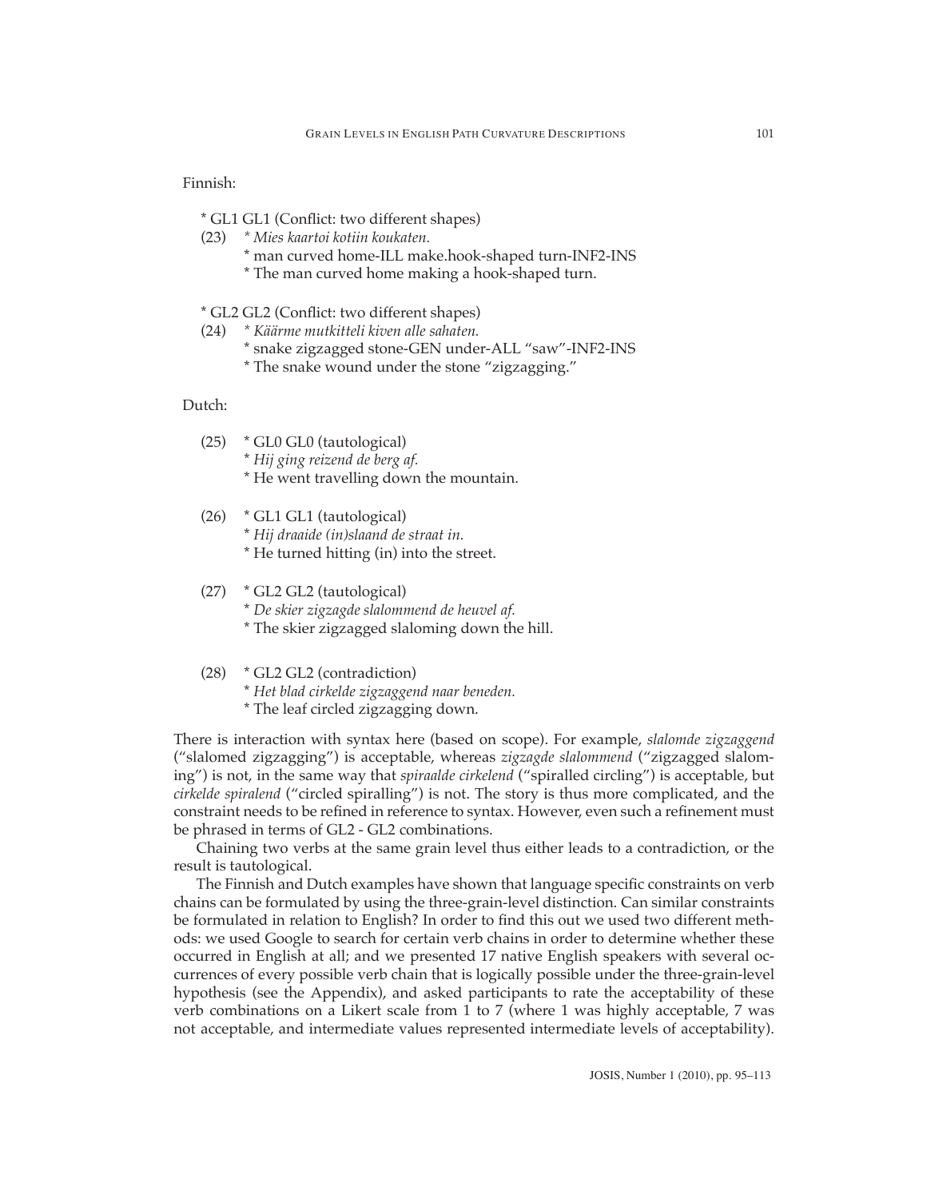Finnish:

\* GL1 GL1 (Conflict: two different shapes)

(23) *\* Mies kaartoi kotiin koukaten.*
 \* man curved home-ILL make.hook-shaped turn-INF2-INS
 \* The man curved home making a hook-shaped turn.

\* GL2 GL2 (Conflict: two different shapes)

(24) *\* Käärme mutkitteli kiven alle sahaten.*
 \* snake zigzagged stone-GEN under-ALL "saw"-INF2-INS
 \* The snake wound under the stone "zigzagging."

Dutch:

(25) \* GL0 GL0 (tautological)
 *\* Hij ging reizend de berg af.*
 \* He went travelling down the mountain.

(26) \* GL1 GL1 (tautological)
 *\* Hij draaide (in)slaand de straat in.*
 \* He turned hitting (in) into the street.

(27) \* GL2 GL2 (tautological)
 *\* De skier zigzagde slalommend de heuvel af.*
 \* The skier zigzagged slaloming down the hill.

(28) \* GL2 GL2 (contradiction)
 *\* Het blad cirkelde zigzaggend naar beneden.*
 \* The leaf circled zigzagging down.

There is interaction with syntax here (based on scope). For example, *slalomde zigzaggend* ("slalomed zigzagging") is acceptable, whereas *zigzagde slalommend* ("zigzagged slaloming") is not, in the same way that *spiraalde cirkelend* ("spiralled circling") is acceptable, but *cirkelde spiralend* ("circled spiralling") is not. The story is thus more complicated, and the constraint needs to be refined in reference to syntax. However, even such a refinement must be phrased in terms of GL2 - GL2 combinations.

Chaining two verbs at the same grain level thus either leads to a contradiction, or the result is tautological.

The Finnish and Dutch examples have shown that language specific constraints on verb chains can be formulated by using the three-grain-level distinction. Can similar constraints be formulated in relation to English? In order to find this out we used two different methods: we used Google to search for certain verb chains in order to determine whether these occurred in English at all; and we presented 17 native English speakers with several occurrences of every possible verb chain that is logically possible under the three-grain-level hypothesis (see the Appendix), and asked participants to rate the acceptability of these verb combinations on a Likert scale from 1 to 7 (where 1 was highly acceptable, 7 was not acceptable, and intermediate values represented intermediate levels of acceptability).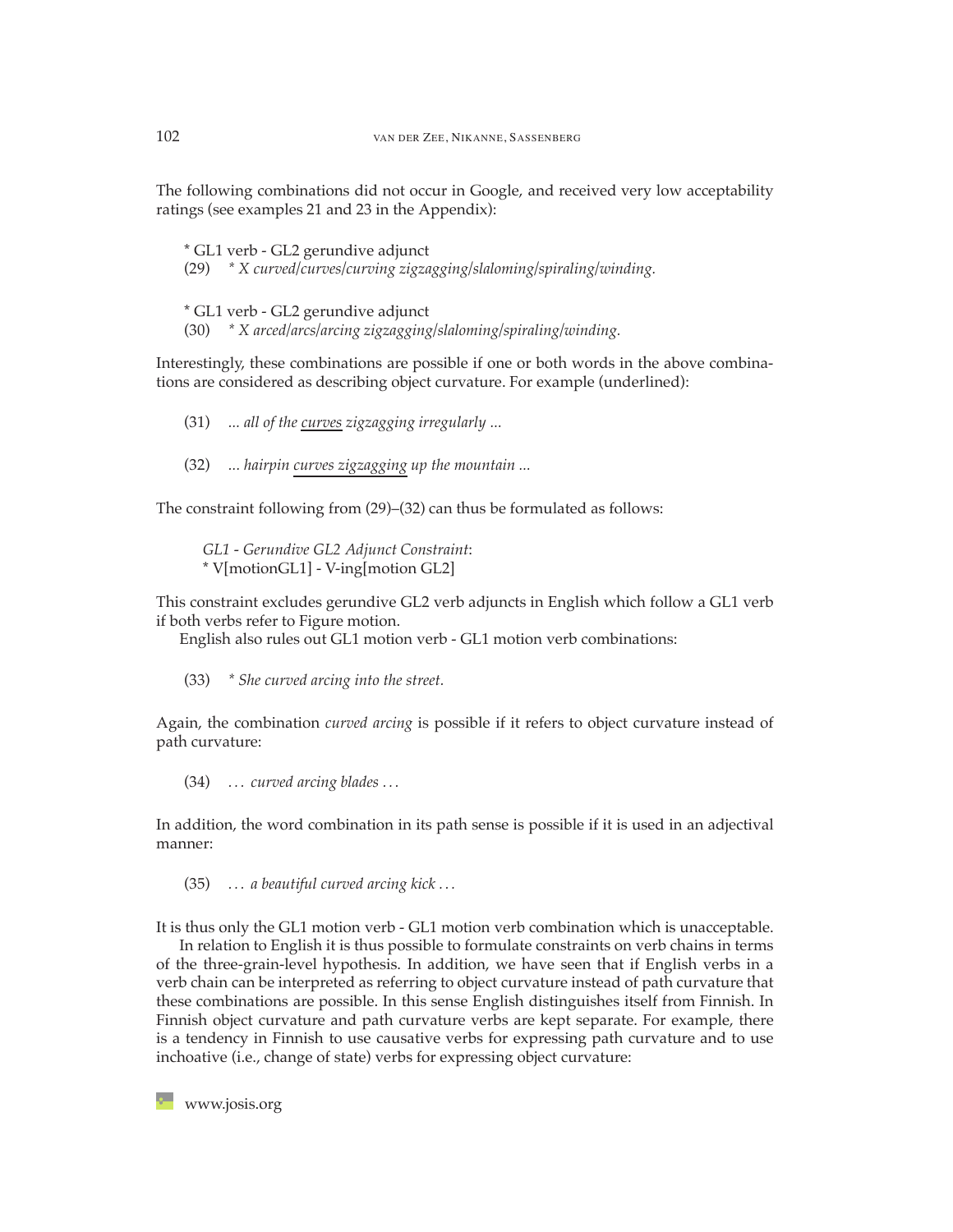The following combinations did not occur in Google, and received very low acceptability ratings (see examples 21 and 23 in the Appendix):

* GL1 verb - GL2 gerundive adjunct

(29) *\* X curved/curves/curving zigzagging/slaloming/spiraling/winding.*

* GL1 verb - GL2 gerundive adjunct

(30) *\* X arced/arcs/arcing zigzagging/slaloming/spiraling/winding.*

Interestingly, these combinations are possible if one or both words in the above combinations are considered as describing object curvature. For example (underlined):

(31) *... all of the <u>curves</u> zigzagging irregularly ...*

(32) *... hairpin <u>curves zigzagging</u> up the mountain ...*

The constraint following from (29)–(32) can thus be formulated as follows:

*GL1 - Gerundive GL2 Adjunct Constraint*:
* V[motionGL1] - V-ing[motion GL2]

This constraint excludes gerundive GL2 verb adjuncts in English which follow a GL1 verb if both verbs refer to Figure motion.

English also rules out GL1 motion verb - GL1 motion verb combinations:

(33) *\* She curved arcing into the street.*

Again, the combination *curved arcing* is possible if it refers to object curvature instead of path curvature:

(34) *... curved arcing blades ...*

In addition, the word combination in its path sense is possible if it is used in an adjectival manner:

(35) *... a beautiful curved arcing kick ...*

It is thus only the GL1 motion verb - GL1 motion verb combination which is unacceptable.

In relation to English it is thus possible to formulate constraints on verb chains in terms of the three-grain-level hypothesis. In addition, we have seen that if English verbs in a verb chain can be interpreted as referring to object curvature instead of path curvature that these combinations are possible. In this sense English distinguishes itself from Finnish. In Finnish object curvature and path curvature verbs are kept separate. For example, there is a tendency in Finnish to use causative verbs for expressing path curvature and to use inchoative (i.e., change of state) verbs for expressing object curvature: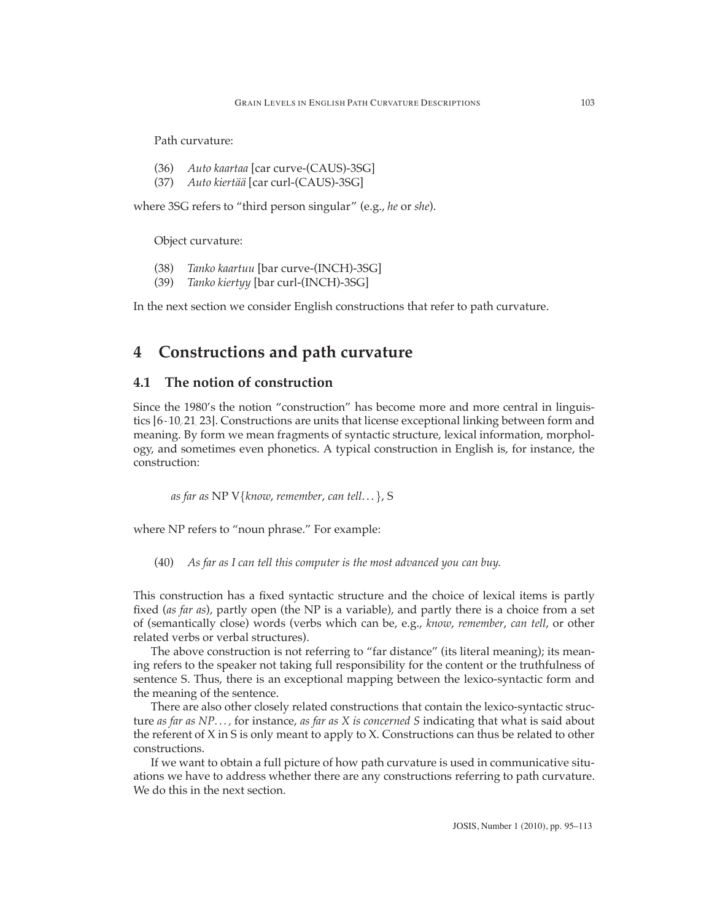Path curvature:

(36) *Auto kaartaa* [car curve-(CAUS)-3SG]
(37) *Auto kiertää* [car curl-(CAUS)-3SG]

where 3SG refers to "third person singular" (e.g., *he* or *she*).

Object curvature:

(38) *Tanko kaartuu* [bar curve-(INCH)-3SG]
(39) *Tanko kiertyy* [bar curl-(INCH)-3SG]

In the next section we consider English constructions that refer to path curvature.

# 4 Constructions and path curvature

## 4.1 The notion of construction

Since the 1980's the notion "construction" has become more and more central in linguistics [6-10, 21, 23]. Constructions are units that license exceptional linking between form and meaning. By form we mean fragments of syntactic structure, lexical information, morphology, and sometimes even phonetics. A typical construction in English is, for instance, the construction:

*as far as* NP V{*know*, *remember*, *can tell*...}, S

where NP refers to "noun phrase." For example:

(40) *As far as I can tell this computer is the most advanced you can buy.*

This construction has a fixed syntactic structure and the choice of lexical items is partly fixed (*as far as*), partly open (the NP is a variable), and partly there is a choice from a set of (semantically close) words (verbs which can be, e.g., *know*, *remember*, *can tell*, or other related verbs or verbal structures).

The above construction is not referring to "far distance" (its literal meaning); its meaning refers to the speaker not taking full responsibility for the content or the truthfulness of sentence S. Thus, there is an exceptional mapping between the lexico-syntactic form and the meaning of the sentence.

There are also other closely related constructions that contain the lexico-syntactic structure *as far as NP...*, for instance, *as far as X is concerned S* indicating that what is said about the referent of X in S is only meant to apply to X. Constructions can thus be related to other constructions.

If we want to obtain a full picture of how path curvature is used in communicative situations we have to address whether there are any constructions referring to path curvature. We do this in the next section.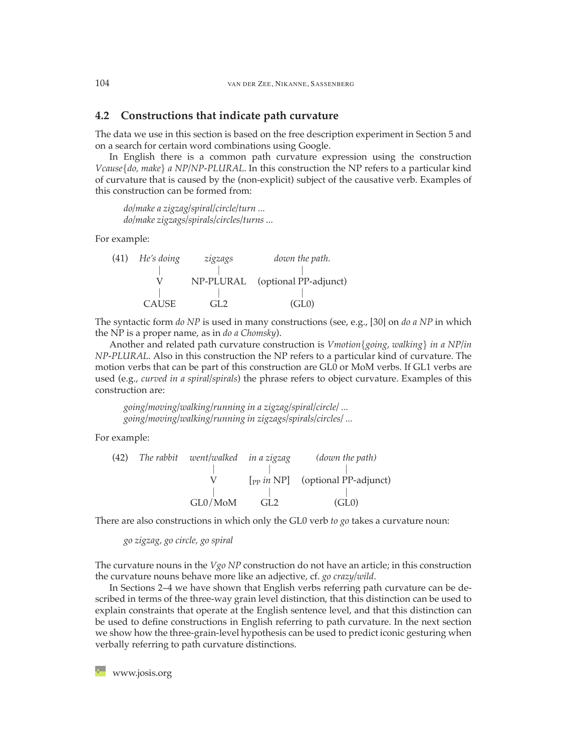## 4.2 Constructions that indicate path curvature

The data we use in this section is based on the free description experiment in Section 5 and on a search for certain word combinations using Google.

In English there is a common path curvature expression using the construction *Vcause{do, make} a NP/NP-PLURAL*. In this construction the NP refers to a particular kind of curvature that is caused by the (non-explicit) subject of the causative verb. Examples of this construction can be formed from:

> *do/make a zigzag/spiral/circle/turn ...*
> *do/make zigzags/spirals/circles/turns ...*

For example:

```
(41)  He's doing     zigzags        down the path.
          |             |                 |
          V        NP-PLURAL    (optional PP-adjunct)
          |             |                 |
        CAUSE          GL2              (GL0)
```

The syntactic form *do NP* is used in many constructions (see, e.g., [30] on *do a NP* in which the NP is a proper name, as in *do a Chomsky*).

Another and related path curvature construction is *Vmotion{going, walking} in a NP/in NP-PLURAL*. Also in this construction the NP refers to a particular kind of curvature. The motion verbs that can be part of this construction are GL0 or MoM verbs. If GL1 verbs are used (e.g., *curved in a spiral/spirals*) the phrase refers to object curvature. Examples of this construction are:

> *going/moving/walking/running in a zigzag/spiral/circle/ ...*
> *going/moving/walking/running in zigzags/spirals/circles/ ...*

For example:

```
(42)  The rabbit   went/walked   in a zigzag       (down the path)
                        |             |                  |
                        V        [PP in NP]   (optional PP-adjunct)
                        |             |                  |
                    GL0/MoM          GL2               (GL0)
```

There are also constructions in which only the GL0 verb *to go* takes a curvature noun:

> *go zigzag, go circle, go spiral*

The curvature nouns in the *Vgo NP* construction do not have an article; in this construction the curvature nouns behave more like an adjective, cf. *go crazy/wild*.

In Sections 2–4 we have shown that English verbs referring path curvature can be described in terms of the three-way grain level distinction, that this distinction can be used to explain constraints that operate at the English sentence level, and that this distinction can be used to define constructions in English referring to path curvature. In the next section we show how the three-grain-level hypothesis can be used to predict iconic gesturing when verbally referring to path curvature distinctions.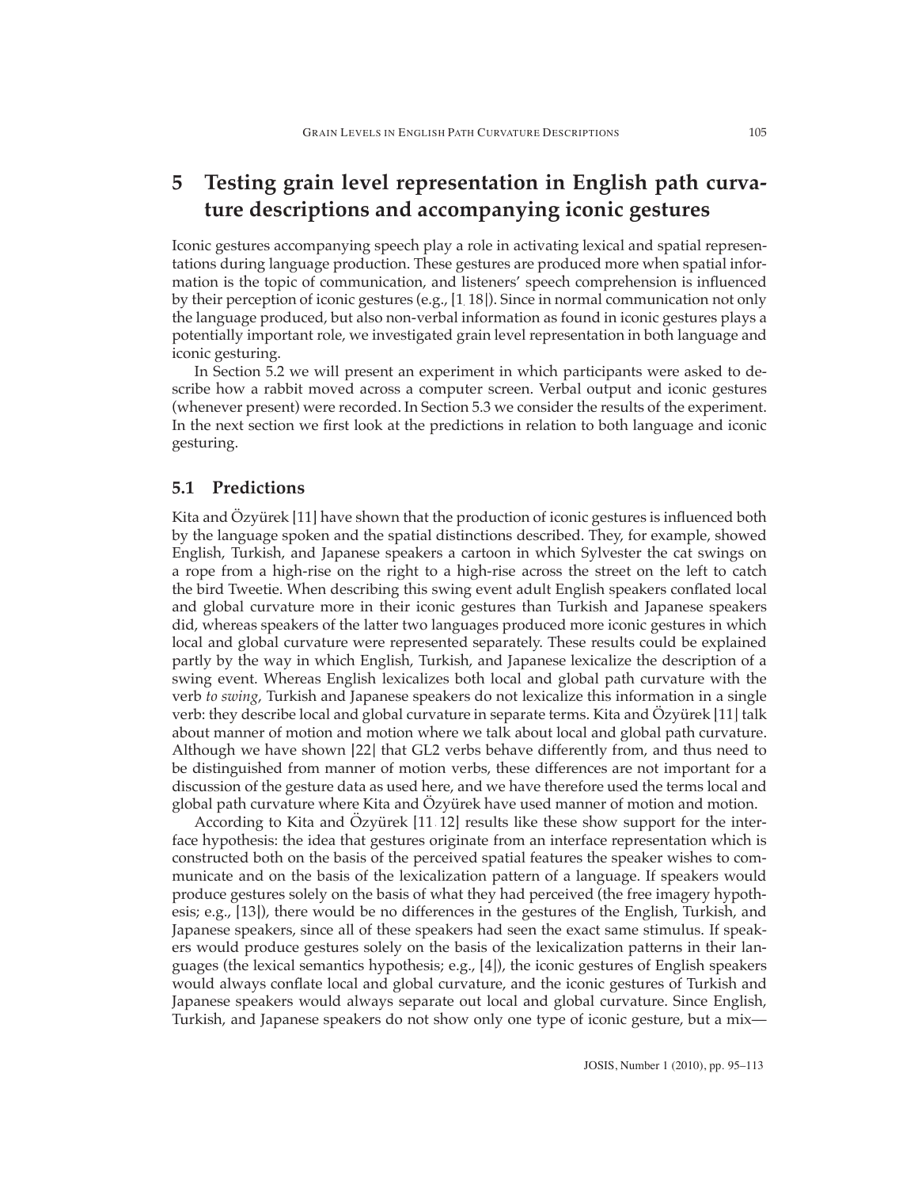## 5 Testing grain level representation in English path curvature descriptions and accompanying iconic gestures

Iconic gestures accompanying speech play a role in activating lexical and spatial representations during language production. These gestures are produced more when spatial information is the topic of communication, and listeners' speech comprehension is influenced by their perception of iconic gestures (e.g., [1, 18]). Since in normal communication not only the language produced, but also non-verbal information as found in iconic gestures plays a potentially important role, we investigated grain level representation in both language and iconic gesturing.

In Section 5.2 we will present an experiment in which participants were asked to describe how a rabbit moved across a computer screen. Verbal output and iconic gestures (whenever present) were recorded. In Section 5.3 we consider the results of the experiment. In the next section we first look at the predictions in relation to both language and iconic gesturing.

### 5.1 Predictions

Kita and Özyürek [11] have shown that the production of iconic gestures is influenced both by the language spoken and the spatial distinctions described. They, for example, showed English, Turkish, and Japanese speakers a cartoon in which Sylvester the cat swings on a rope from a high-rise on the right to a high-rise across the street on the left to catch the bird Tweetie. When describing this swing event adult English speakers conflated local and global curvature more in their iconic gestures than Turkish and Japanese speakers did, whereas speakers of the latter two languages produced more iconic gestures in which local and global curvature were represented separately. These results could be explained partly by the way in which English, Turkish, and Japanese lexicalize the description of a swing event. Whereas English lexicalizes both local and global path curvature with the verb *to swing*, Turkish and Japanese speakers do not lexicalize this information in a single verb: they describe local and global curvature in separate terms. Kita and Özyürek [11] talk about manner of motion and motion where we talk about local and global path curvature. Although we have shown [22] that GL2 verbs behave differently from, and thus need to be distinguished from manner of motion verbs, these differences are not important for a discussion of the gesture data as used here, and we have therefore used the terms local and global path curvature where Kita and Özyürek have used manner of motion and motion.

According to Kita and Özyürek [11, 12] results like these show support for the interface hypothesis: the idea that gestures originate from an interface representation which is constructed both on the basis of the perceived spatial features the speaker wishes to communicate and on the basis of the lexicalization pattern of a language. If speakers would produce gestures solely on the basis of what they had perceived (the free imagery hypothesis; e.g., [13]), there would be no differences in the gestures of the English, Turkish, and Japanese speakers, since all of these speakers had seen the exact same stimulus. If speakers would produce gestures solely on the basis of the lexicalization patterns in their languages (the lexical semantics hypothesis; e.g., [4]), the iconic gestures of English speakers would always conflate local and global curvature, and the iconic gestures of Turkish and Japanese speakers would always separate out local and global curvature. Since English, Turkish, and Japanese speakers do not show only one type of iconic gesture, but a mix—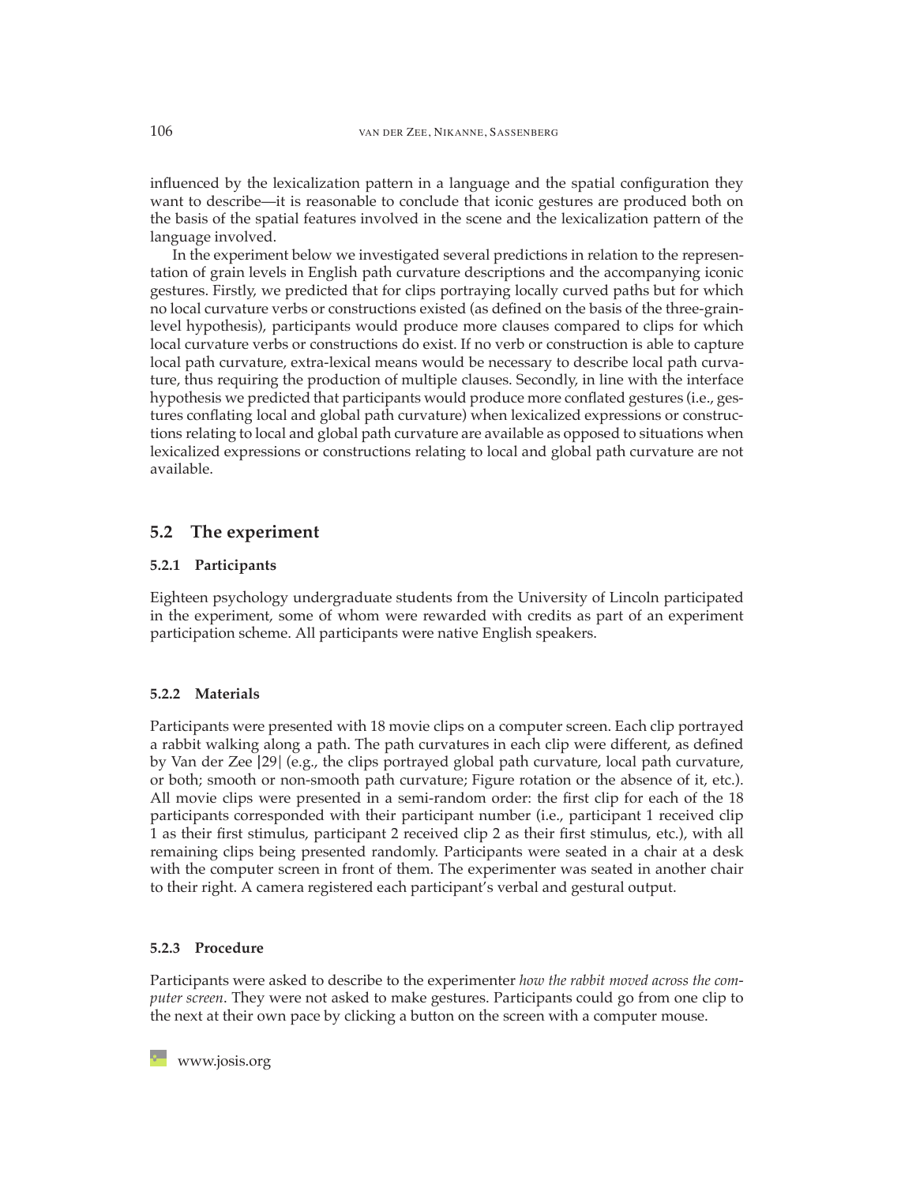influenced by the lexicalization pattern in a language and the spatial configuration they want to describe—it is reasonable to conclude that iconic gestures are produced both on the basis of the spatial features involved in the scene and the lexicalization pattern of the language involved.

In the experiment below we investigated several predictions in relation to the representation of grain levels in English path curvature descriptions and the accompanying iconic gestures. Firstly, we predicted that for clips portraying locally curved paths but for which no local curvature verbs or constructions existed (as defined on the basis of the three-grain-level hypothesis), participants would produce more clauses compared to clips for which local curvature verbs or constructions do exist. If no verb or construction is able to capture local path curvature, extra-lexical means would be necessary to describe local path curvature, thus requiring the production of multiple clauses. Secondly, in line with the interface hypothesis we predicted that participants would produce more conflated gestures (i.e., gestures conflating local and global path curvature) when lexicalized expressions or constructions relating to local and global path curvature are available as opposed to situations when lexicalized expressions or constructions relating to local and global path curvature are not available.

## 5.2 The experiment

### 5.2.1 Participants

Eighteen psychology undergraduate students from the University of Lincoln participated in the experiment, some of whom were rewarded with credits as part of an experiment participation scheme. All participants were native English speakers.

### 5.2.2 Materials

Participants were presented with 18 movie clips on a computer screen. Each clip portrayed a rabbit walking along a path. The path curvatures in each clip were different, as defined by Van der Zee [29] (e.g., the clips portrayed global path curvature, local path curvature, or both; smooth or non-smooth path curvature; Figure rotation or the absence of it, etc.). All movie clips were presented in a semi-random order: the first clip for each of the 18 participants corresponded with their participant number (i.e., participant 1 received clip 1 as their first stimulus, participant 2 received clip 2 as their first stimulus, etc.), with all remaining clips being presented randomly. Participants were seated in a chair at a desk with the computer screen in front of them. The experimenter was seated in another chair to their right. A camera registered each participant's verbal and gestural output.

### 5.2.3 Procedure

Participants were asked to describe to the experimenter *how the rabbit moved across the computer screen*. They were not asked to make gestures. Participants could go from one clip to the next at their own pace by clicking a button on the screen with a computer mouse.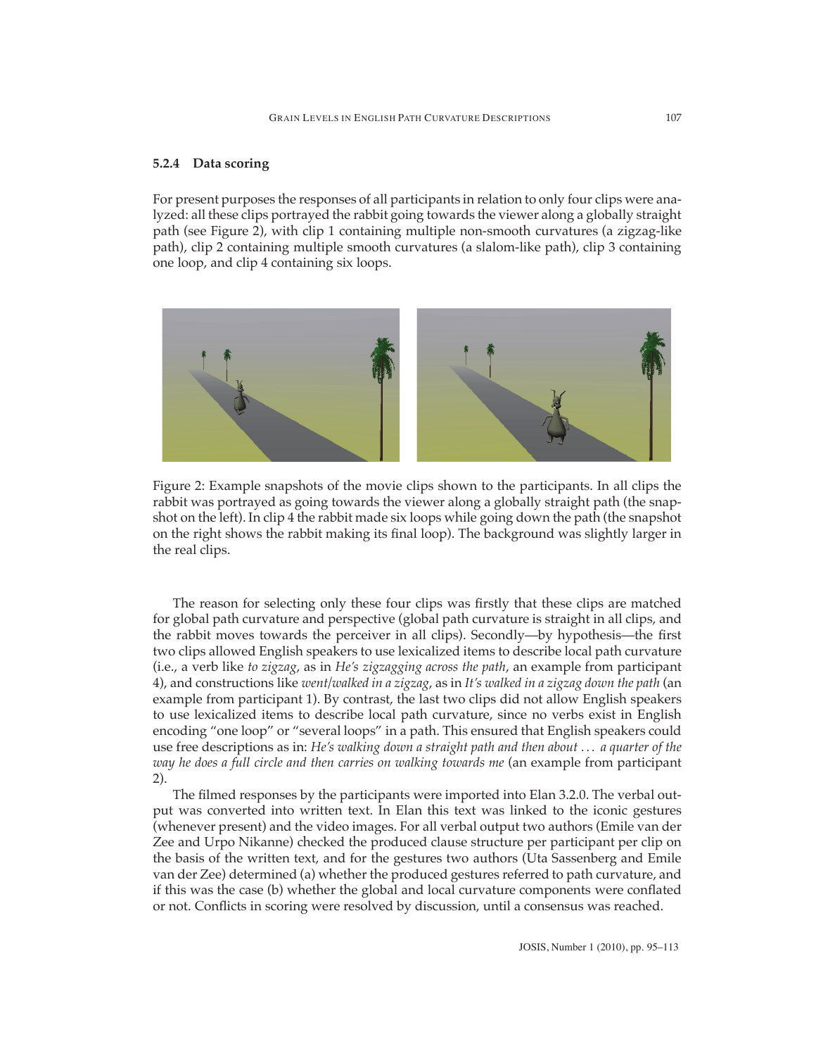### 5.2.4 Data scoring

For present purposes the responses of all participants in relation to only four clips were analyzed: all these clips portrayed the rabbit going towards the viewer along a globally straight path (see Figure 2), with clip 1 containing multiple non-smooth curvatures (a zigzag-like path), clip 2 containing multiple smooth curvatures (a slalom-like path), clip 3 containing one loop, and clip 4 containing six loops.

Figure 2: Example snapshots of the movie clips shown to the participants. In all clips the rabbit was portrayed as going towards the viewer along a globally straight path (the snapshot on the left). In clip 4 the rabbit made six loops while going down the path (the snapshot on the right shows the rabbit making its final loop). The background was slightly larger in the real clips.

The reason for selecting only these four clips was firstly that these clips are matched for global path curvature and perspective (global path curvature is straight in all clips, and the rabbit moves towards the perceiver in all clips). Secondly—by hypothesis—the first two clips allowed English speakers to use lexicalized items to describe local path curvature (i.e., a verb like *to zigzag*, as in *He's zigzagging across the path*, an example from participant 4), and constructions like *went/walked in a zigzag*, as in *It's walked in a zigzag down the path* (an example from participant 1). By contrast, the last two clips did not allow English speakers to use lexicalized items to describe local path curvature, since no verbs exist in English encoding "one loop" or "several loops" in a path. This ensured that English speakers could use free descriptions as in: *He's walking down a straight path and then about ... a quarter of the way he does a full circle and then carries on walking towards me* (an example from participant 2).

The filmed responses by the participants were imported into Elan 3.2.0. The verbal output was converted into written text. In Elan this text was linked to the iconic gestures (whenever present) and the video images. For all verbal output two authors (Emile van der Zee and Urpo Nikanne) checked the produced clause structure per participant per clip on the basis of the written text, and for the gestures two authors (Uta Sassenberg and Emile van der Zee) determined (a) whether the produced gestures referred to path curvature, and if this was the case (b) whether the global and local curvature components were conflated or not. Conflicts in scoring were resolved by discussion, until a consensus was reached.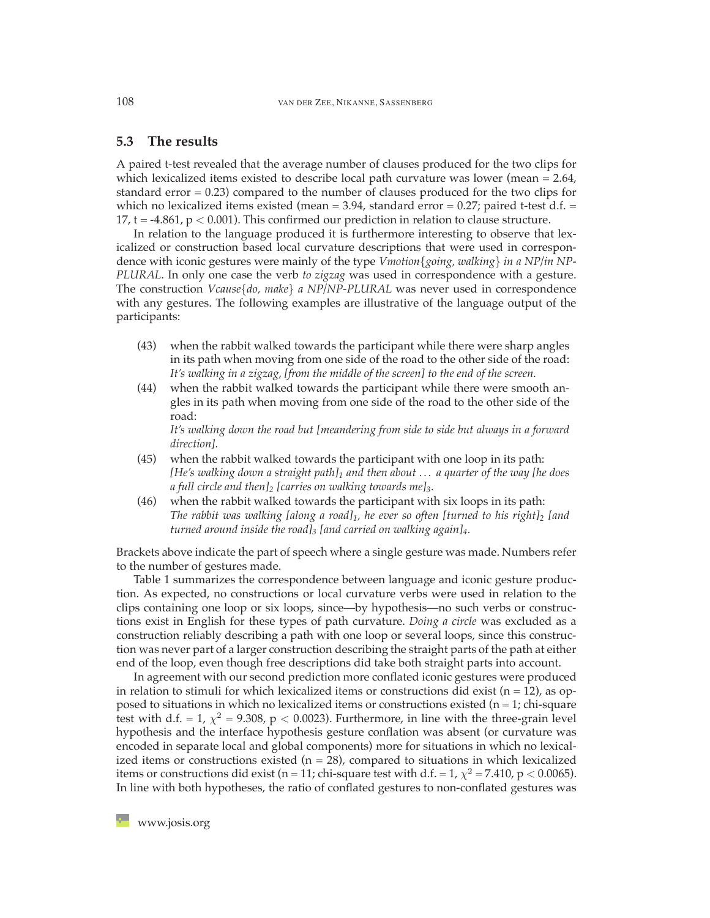### 5.3 The results

A paired t-test revealed that the average number of clauses produced for the two clips for which lexicalized items existed to describe local path curvature was lower (mean = 2.64, standard error = 0.23) compared to the number of clauses produced for the two clips for which no lexicalized items existed (mean = 3.94, standard error = 0.27; paired t-test d.f. = 17, t = -4.861, $p < 0.001$). This confirmed our prediction in relation to clause structure.

In relation to the language produced it is furthermore interesting to observe that lexicalized or construction based local curvature descriptions that were used in correspondence with iconic gestures were mainly of the type *Vmotion{going, walking} in a NP/in NP-PLURAL*. In only one case the verb *to zigzag* was used in correspondence with a gesture. The construction *Vcause{do, make} a NP/NP-PLURAL* was never used in correspondence with any gestures. The following examples are illustrative of the language output of the participants:

(43) when the rabbit walked towards the participant while there were sharp angles in its path when moving from one side of the road to the other side of the road:
*It's walking in a zigzag, [from the middle of the screen] to the end of the screen.*

(44) when the rabbit walked towards the participant while there were smooth angles in its path when moving from one side of the road to the other side of the road:
*It's walking down the road but [meandering from side to side but always in a forward direction].*

(45) when the rabbit walked towards the participant with one loop in its path:
*[He's walking down a straight path]$_1$ and then about ... a quarter of the way [he does a full circle and then]$_2$ [carries on walking towards me]$_3$.*

(46) when the rabbit walked towards the participant with six loops in its path:
*The rabbit was walking [along a road]$_1$, he ever so often [turned to his right]$_2$ [and turned around inside the road]$_3$ [and carried on walking again]$_4$.*

Brackets above indicate the part of speech where a single gesture was made. Numbers refer to the number of gestures made.

Table 1 summarizes the correspondence between language and iconic gesture production. As expected, no constructions or local curvature verbs were used in relation to the clips containing one loop or six loops, since—by hypothesis—no such verbs or constructions exist in English for these types of path curvature. *Doing a circle* was excluded as a construction reliably describing a path with one loop or several loops, since this construction was never part of a larger construction describing the straight parts of the path at either end of the loop, even though free descriptions did take both straight parts into account.

In agreement with our second prediction more conflated iconic gestures were produced in relation to stimuli for which lexicalized items or constructions did exist (n = 12), as opposed to situations in which no lexicalized items or constructions existed (n = 1; chi-square test with d.f. = 1, $\chi^2 = 9.308$, $p < 0.0023$). Furthermore, in line with the three-grain level hypothesis and the interface hypothesis gesture conflation was absent (or curvature was encoded in separate local and global components) more for situations in which no lexicalized items or constructions existed (n = 28), compared to situations in which lexicalized items or constructions did exist (n = 11; chi-square test with d.f. = 1, $\chi^2 = 7.410$, $p < 0.0065$). In line with both hypotheses, the ratio of conflated gestures to non-conflated gestures was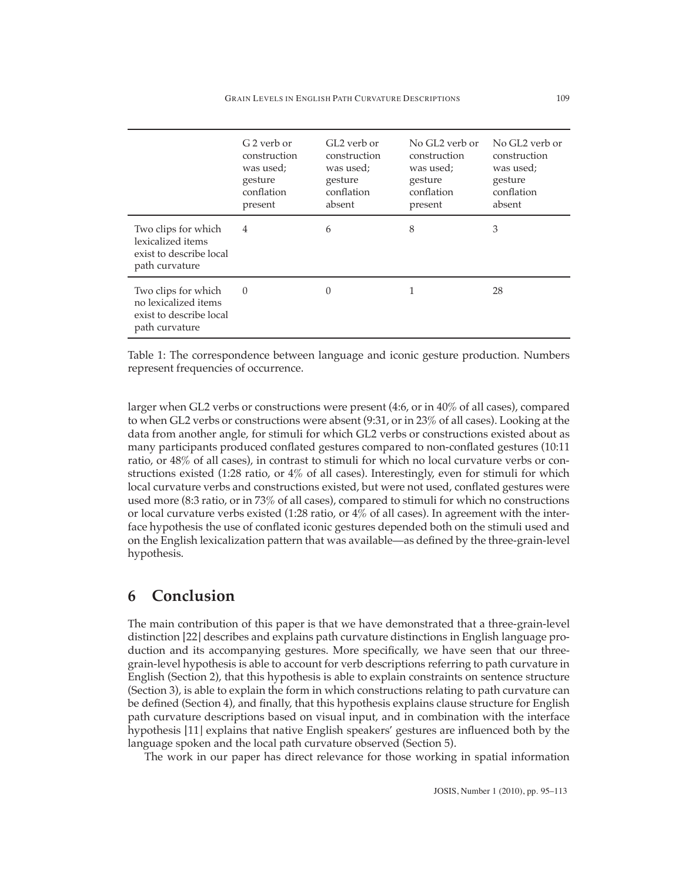| | G 2 verb or construction was used; gesture conflation present | GL2 verb or construction was used; gesture conflation absent | No GL2 verb or construction was used; gesture conflation present | No GL2 verb or construction was used; gesture conflation absent |
|---|---|---|---|---|
| Two clips for which lexicalized items exist to describe local path curvature | 4 | 6 | 8 | 3 |
| Two clips for which no lexicalized items exist to describe local path curvature | 0 | 0 | 1 | 28 |

Table 1: The correspondence between language and iconic gesture production. Numbers represent frequencies of occurrence.

larger when GL2 verbs or constructions were present (4:6, or in 40% of all cases), compared to when GL2 verbs or constructions were absent (9:31, or in 23% of all cases). Looking at the data from another angle, for stimuli for which GL2 verbs or constructions existed about as many participants produced conflated gestures compared to non-conflated gestures (10:11 ratio, or 48% of all cases), in contrast to stimuli for which no local curvature verbs or constructions existed (1:28 ratio, or 4% of all cases). Interestingly, even for stimuli for which local curvature verbs and constructions existed, but were not used, conflated gestures were used more (8:3 ratio, or in 73% of all cases), compared to stimuli for which no constructions or local curvature verbs existed (1:28 ratio, or 4% of all cases). In agreement with the interface hypothesis the use of conflated iconic gestures depended both on the stimuli used and on the English lexicalization pattern that was available—as defined by the three-grain-level hypothesis.

## 6 Conclusion

The main contribution of this paper is that we have demonstrated that a three-grain-level distinction [22] describes and explains path curvature distinctions in English language production and its accompanying gestures. More specifically, we have seen that our three-grain-level hypothesis is able to account for verb descriptions referring to path curvature in English (Section 2), that this hypothesis is able to explain constraints on sentence structure (Section 3), is able to explain the form in which constructions relating to path curvature can be defined (Section 4), and finally, that this hypothesis explains clause structure for English path curvature descriptions based on visual input, and in combination with the interface hypothesis [11] explains that native English speakers' gestures are influenced both by the language spoken and the local path curvature observed (Section 5).

The work in our paper has direct relevance for those working in spatial information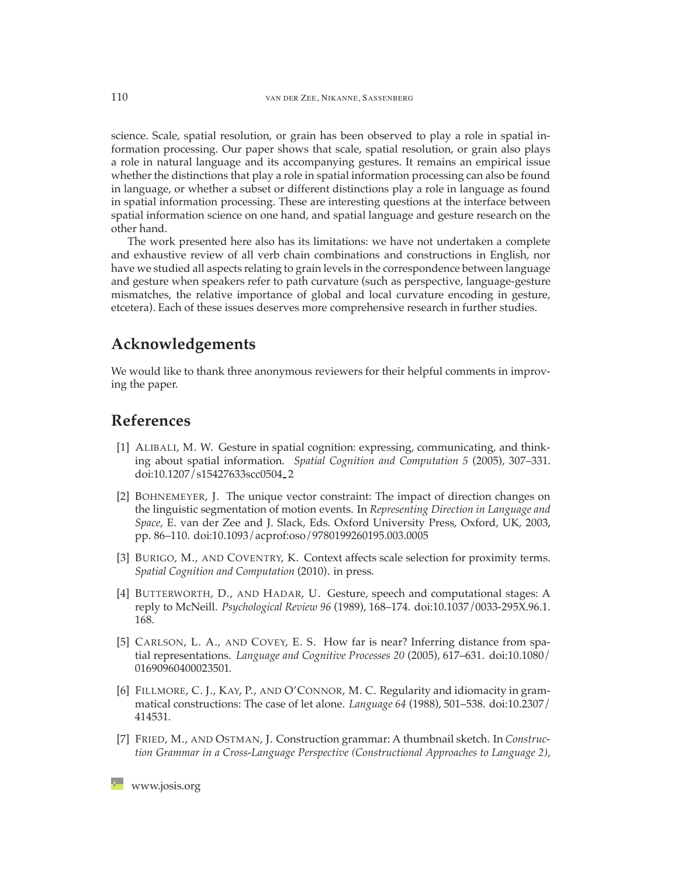science. Scale, spatial resolution, or grain has been observed to play a role in spatial information processing. Our paper shows that scale, spatial resolution, or grain also plays a role in natural language and its accompanying gestures. It remains an empirical issue whether the distinctions that play a role in spatial information processing can also be found in language, or whether a subset or different distinctions play a role in language as found in spatial information processing. These are interesting questions at the interface between spatial information science on one hand, and spatial language and gesture research on the other hand.

The work presented here also has its limitations: we have not undertaken a complete and exhaustive review of all verb chain combinations and constructions in English, nor have we studied all aspects relating to grain levels in the correspondence between language and gesture when speakers refer to path curvature (such as perspective, language-gesture mismatches, the relative importance of global and local curvature encoding in gesture, etcetera). Each of these issues deserves more comprehensive research in further studies.

## Acknowledgements

We would like to thank three anonymous reviewers for their helpful comments in improving the paper.

## References

[1] Alibali, M. W. Gesture in spatial cognition: expressing, communicating, and thinking about spatial information. *Spatial Cognition and Computation 5* (2005), 307–331. doi:10.1207/s15427633scc0504_2

[2] Bohnemeyer, J. The unique vector constraint: The impact of direction changes on the linguistic segmentation of motion events. In *Representing Direction in Language and Space*, E. van der Zee and J. Slack, Eds. Oxford University Press, Oxford, UK, 2003, pp. 86–110. doi:10.1093/acprof:oso/9780199260195.003.0005

[3] Burigo, M., and Coventry, K. Context affects scale selection for proximity terms. *Spatial Cognition and Computation* (2010). in press.

[4] Butterworth, D., and Hadar, U. Gesture, speech and computational stages: A reply to McNeill. *Psychological Review 96* (1989), 168–174. doi:10.1037/0033-295X.96.1.168.

[5] Carlson, L. A., and Covey, E. S. How far is near? Inferring distance from spatial representations. *Language and Cognitive Processes 20* (2005), 617–631. doi:10.1080/01690960400023501.

[6] Fillmore, C. J., Kay, P., and O'Connor, M. C. Regularity and idiomacity in grammatical constructions: The case of let alone. *Language 64* (1988), 501–538. doi:10.2307/414531.

[7] Fried, M., and Ostman, J. Construction grammar: A thumbnail sketch. In *Construction Grammar in a Cross-Language Perspective (Constructional Approaches to Language 2)*,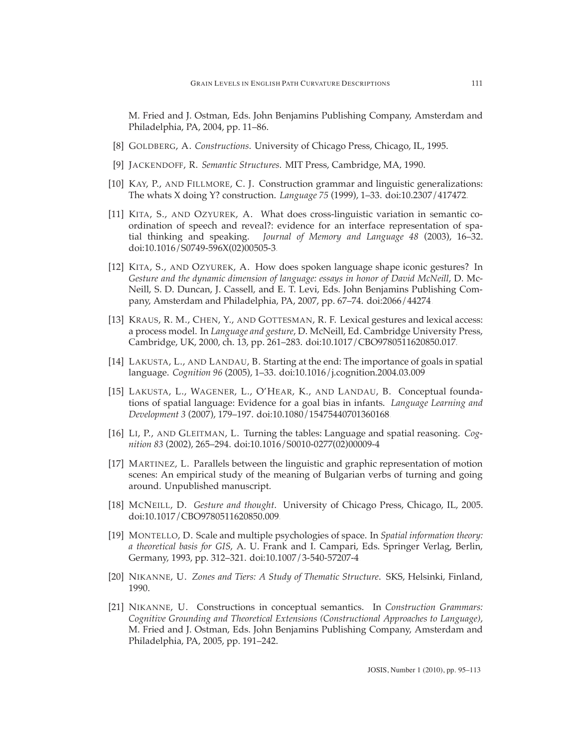M. Fried and J. Ostman, Eds. John Benjamins Publishing Company, Amsterdam and Philadelphia, PA, 2004, pp. 11–86.

[8] GOLDBERG, A. *Constructions*. University of Chicago Press, Chicago, IL, 1995.

[9] JACKENDOFF, R. *Semantic Structures*. MIT Press, Cambridge, MA, 1990.

[10] KAY, P., AND FILLMORE, C. J. Construction grammar and linguistic generalizations: The whats X doing Y? construction. *Language 75* (1999), 1–33. doi:10.2307/417472.

[11] KITA, S., AND OZYUREK, A. What does cross-linguistic variation in semantic coordination of speech and reveal?: evidence for an interface representation of spatial thinking and speaking. *Journal of Memory and Language 48* (2003), 16–32. doi:10.1016/S0749-596X(02)00505-3.

[12] KITA, S., AND OZYUREK, A. How does spoken language shape iconic gestures? In *Gesture and the dynamic dimension of language: essays in honor of David McNeill*, D. McNeill, S. D. Duncan, J. Cassell, and E. T. Levi, Eds. John Benjamins Publishing Company, Amsterdam and Philadelphia, PA, 2007, pp. 67–74. doi:2066/44274.

[13] KRAUS, R. M., CHEN, Y., AND GOTTESMAN, R. F. Lexical gestures and lexical access: a process model. In *Language and gesture*, D. McNeill, Ed. Cambridge University Press, Cambridge, UK, 2000, ch. 13, pp. 261–283. doi:10.1017/CBO9780511620850.017.

[14] LAKUSTA, L., AND LANDAU, B. Starting at the end: The importance of goals in spatial language. *Cognition 96* (2005), 1–33. doi:10.1016/j.cognition.2004.03.009

[15] LAKUSTA, L., WAGENER, L., O'HEAR, K., AND LANDAU, B. Conceptual foundations of spatial language: Evidence for a goal bias in infants. *Language Learning and Development 3* (2007), 179–197. doi:10.1080/15475440701360168

[16] LI, P., AND GLEITMAN, L. Turning the tables: Language and spatial reasoning. *Cognition 83* (2002), 265–294. doi:10.1016/S0010-0277(02)00009-4

[17] MARTINEZ, L. Parallels between the linguistic and graphic representation of motion scenes: An empirical study of the meaning of Bulgarian verbs of turning and going around. Unpublished manuscript.

[18] MCNEILL, D. *Gesture and thought*. University of Chicago Press, Chicago, IL, 2005. doi:10.1017/CBO9780511620850.009.

[19] MONTELLO, D. Scale and multiple psychologies of space. In *Spatial information theory: a theoretical basis for GIS*, A. U. Frank and I. Campari, Eds. Springer Verlag, Berlin, Germany, 1993, pp. 312–321. doi:10.1007/3-540-57207-4

[20] NIKANNE, U. *Zones and Tiers: A Study of Thematic Structure*. SKS, Helsinki, Finland, 1990.

[21] NIKANNE, U. Constructions in conceptual semantics. In *Construction Grammars: Cognitive Grounding and Theoretical Extensions (Constructional Approaches to Language)*, M. Fried and J. Ostman, Eds. John Benjamins Publishing Company, Amsterdam and Philadelphia, PA, 2005, pp. 191–242.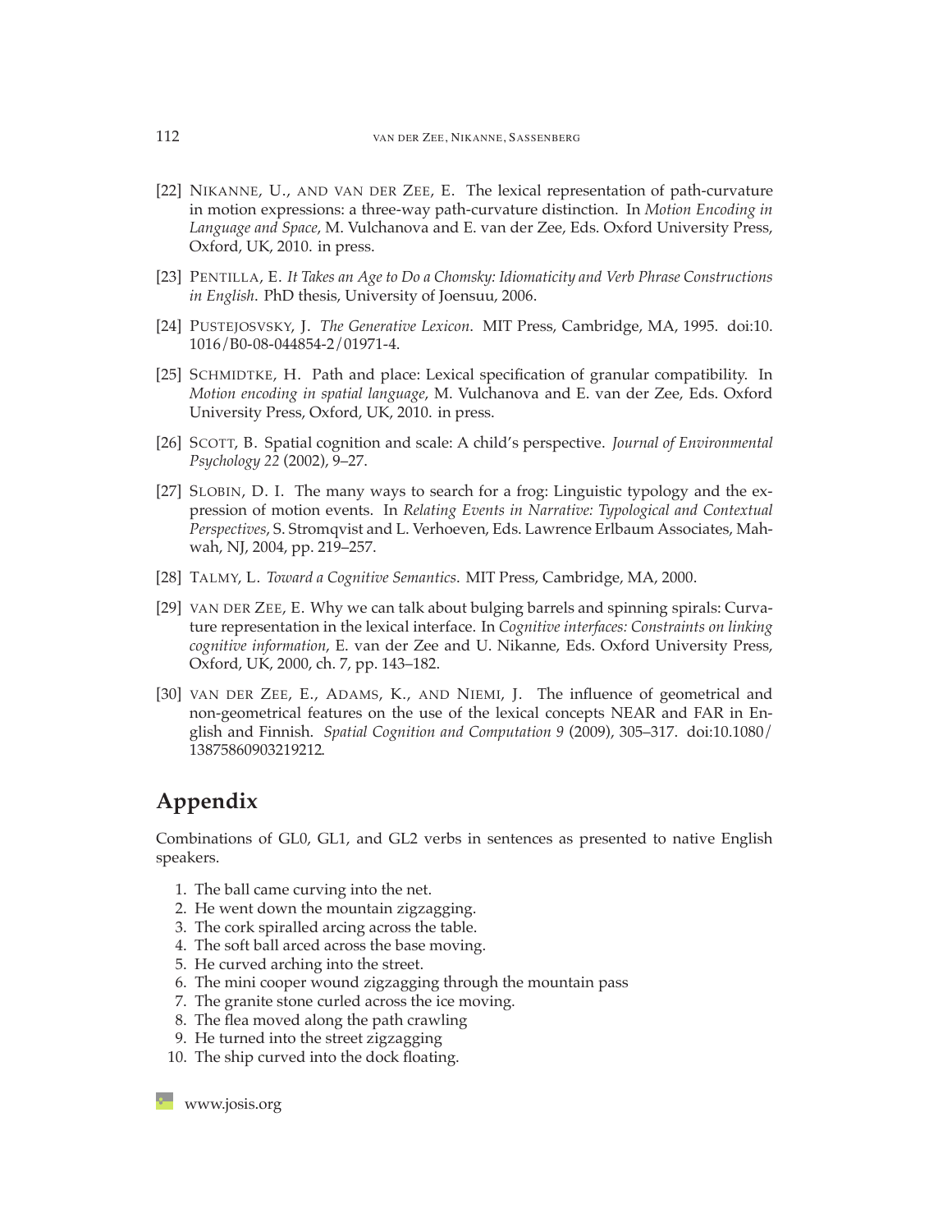[22] NIKANNE, U., AND VAN DER ZEE, E. The lexical representation of path-curvature in motion expressions: a three-way path-curvature distinction. In *Motion Encoding in Language and Space*, M. Vulchanova and E. van der Zee, Eds. Oxford University Press, Oxford, UK, 2010. in press.

[23] PENTILLA, E. *It Takes an Age to Do a Chomsky: Idiomaticity and Verb Phrase Constructions in English*. PhD thesis, University of Joensuu, 2006.

[24] PUSTEJOSVSKY, J. *The Generative Lexicon*. MIT Press, Cambridge, MA, 1995. doi:10.1016/B0-08-044854-2/01971-4.

[25] SCHMIDTKE, H. Path and place: Lexical specification of granular compatibility. In *Motion encoding in spatial language*, M. Vulchanova and E. van der Zee, Eds. Oxford University Press, Oxford, UK, 2010. in press.

[26] SCOTT, B. Spatial cognition and scale: A child's perspective. *Journal of Environmental Psychology 22* (2002), 9–27.

[27] SLOBIN, D. I. The many ways to search for a frog: Linguistic typology and the expression of motion events. In *Relating Events in Narrative: Typological and Contextual Perspectives*, S. Stromqvist and L. Verhoeven, Eds. Lawrence Erlbaum Associates, Mahwah, NJ, 2004, pp. 219–257.

[28] TALMY, L. *Toward a Cognitive Semantics*. MIT Press, Cambridge, MA, 2000.

[29] VAN DER ZEE, E. Why we can talk about bulging barrels and spinning spirals: Curvature representation in the lexical interface. In *Cognitive interfaces: Constraints on linking cognitive information*, E. van der Zee and U. Nikanne, Eds. Oxford University Press, Oxford, UK, 2000, ch. 7, pp. 143–182.

[30] VAN DER ZEE, E., ADAMS, K., AND NIEMI, J. The influence of geometrical and non-geometrical features on the use of the lexical concepts NEAR and FAR in English and Finnish. *Spatial Cognition and Computation 9* (2009), 305–317. doi:10.1080/13875860903219212.

# Appendix

Combinations of GL0, GL1, and GL2 verbs in sentences as presented to native English speakers.

1. The ball came curving into the net.
2. He went down the mountain zigzagging.
3. The cork spiralled arcing across the table.
4. The soft ball arced across the base moving.
5. He curved arching into the street.
6. The mini cooper wound zigzagging through the mountain pass
7. The granite stone curled across the ice moving.
8. The flea moved along the path crawling
9. He turned into the street zigzagging
10. The ship curved into the dock floating.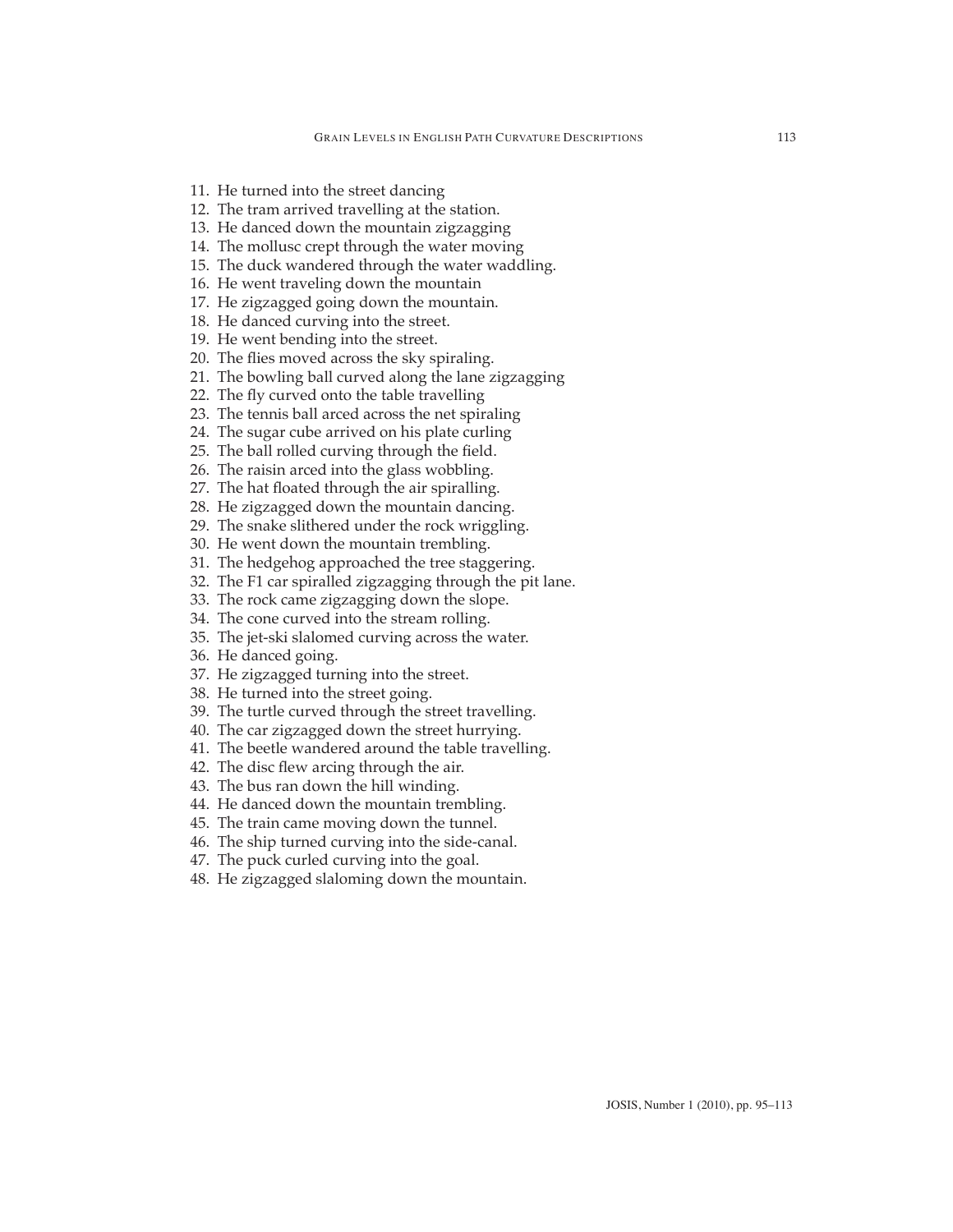11. He turned into the street dancing
12. The tram arrived travelling at the station.
13. He danced down the mountain zigzagging
14. The mollusc crept through the water moving
15. The duck wandered through the water waddling.
16. He went traveling down the mountain
17. He zigzagged going down the mountain.
18. He danced curving into the street.
19. He went bending into the street.
20. The flies moved across the sky spiraling.
21. The bowling ball curved along the lane zigzagging
22. The fly curved onto the table travelling
23. The tennis ball arced across the net spiraling
24. The sugar cube arrived on his plate curling
25. The ball rolled curving through the field.
26. The raisin arced into the glass wobbling.
27. The hat floated through the air spiralling.
28. He zigzagged down the mountain dancing.
29. The snake slithered under the rock wriggling.
30. He went down the mountain trembling.
31. The hedgehog approached the tree staggering.
32. The F1 car spiralled zigzagging through the pit lane.
33. The rock came zigzagging down the slope.
34. The cone curved into the stream rolling.
35. The jet-ski slalomed curving across the water.
36. He danced going.
37. He zigzagged turning into the street.
38. He turned into the street going.
39. The turtle curved through the street travelling.
40. The car zigzagged down the street hurrying.
41. The beetle wandered around the table travelling.
42. The disc flew arcing through the air.
43. The bus ran down the hill winding.
44. He danced down the mountain trembling.
45. The train came moving down the tunnel.
46. The ship turned curving into the side-canal.
47. The puck curled curving into the goal.
48. He zigzagged slaloming down the mountain.